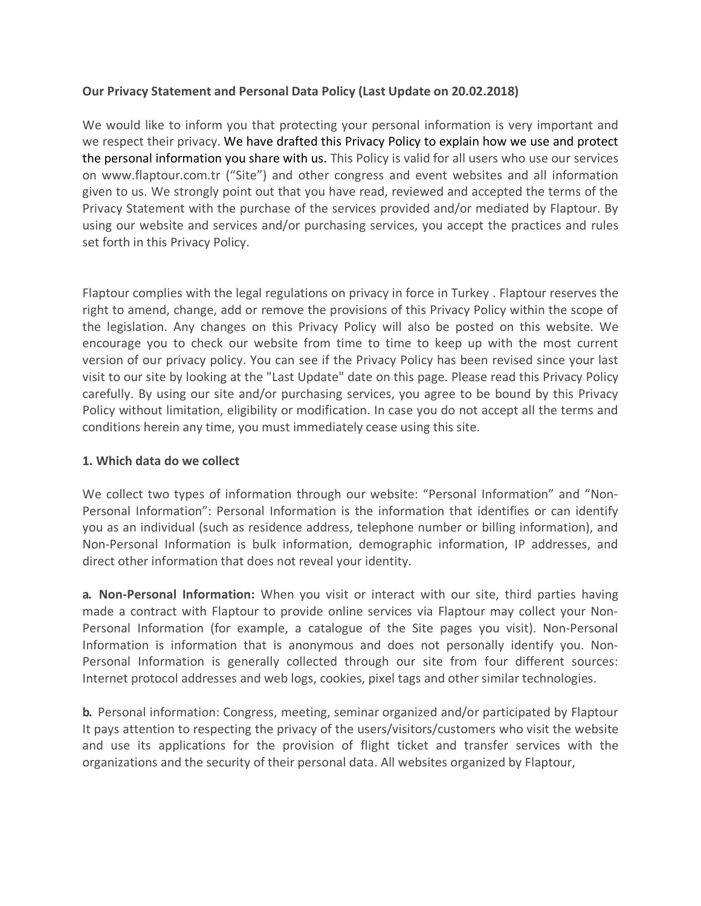**Our Privacy Statement and Personal Data Policy (Last Update on 20.02.2018)**

We would like to inform you that protecting your personal information is very important and we respect their privacy. We have drafted this Privacy Policy to explain how we use and protect the personal information you share with us. This Policy is valid for all users who use our services on www.flaptour.com.tr ("Site") and other congress and event websites and all information given to us. We strongly point out that you have read, reviewed and accepted the terms of the Privacy Statement with the purchase of the services provided and/or mediated by Flaptour. By using our website and services and/or purchasing services, you accept the practices and rules set forth in this Privacy Policy.

Flaptour complies with the legal regulations on privacy in force in Turkey . Flaptour reserves the right to amend, change, add or remove the provisions of this Privacy Policy within the scope of the legislation. Any changes on this Privacy Policy will also be posted on this website. We encourage you to check our website from time to time to keep up with the most current version of our privacy policy. You can see if the Privacy Policy has been revised since your last visit to our site by looking at the "Last Update" date on this page. Please read this Privacy Policy carefully. By using our site and/or purchasing services, you agree to be bound by this Privacy Policy without limitation, eligibility or modification. In case you do not accept all the terms and conditions herein any time, you must immediately cease using this site.

**1. Which data do we collect**

We collect two types of information through our website: "Personal Information" and "Non-Personal Information": Personal Information is the information that identifies or can identify you as an individual (such as residence address, telephone number or billing information), and Non-Personal Information is bulk information, demographic information, IP addresses, and direct other information that does not reveal your identity.

**a. Non-Personal Information:** When you visit or interact with our site, third parties having made a contract with Flaptour to provide online services via Flaptour may collect your Non-Personal Information (for example, a catalogue of the Site pages you visit). Non-Personal Information is information that is anonymous and does not personally identify you. Non-Personal Information is generally collected through our site from four different sources: Internet protocol addresses and web logs, cookies, pixel tags and other similar technologies.

**b.** Personal information: Congress, meeting, seminar organized and/or participated by Flaptour It pays attention to respecting the privacy of the users/visitors/customers who visit the website and use its applications for the provision of flight ticket and transfer services with the organizations and the security of their personal data. All websites organized by Flaptour,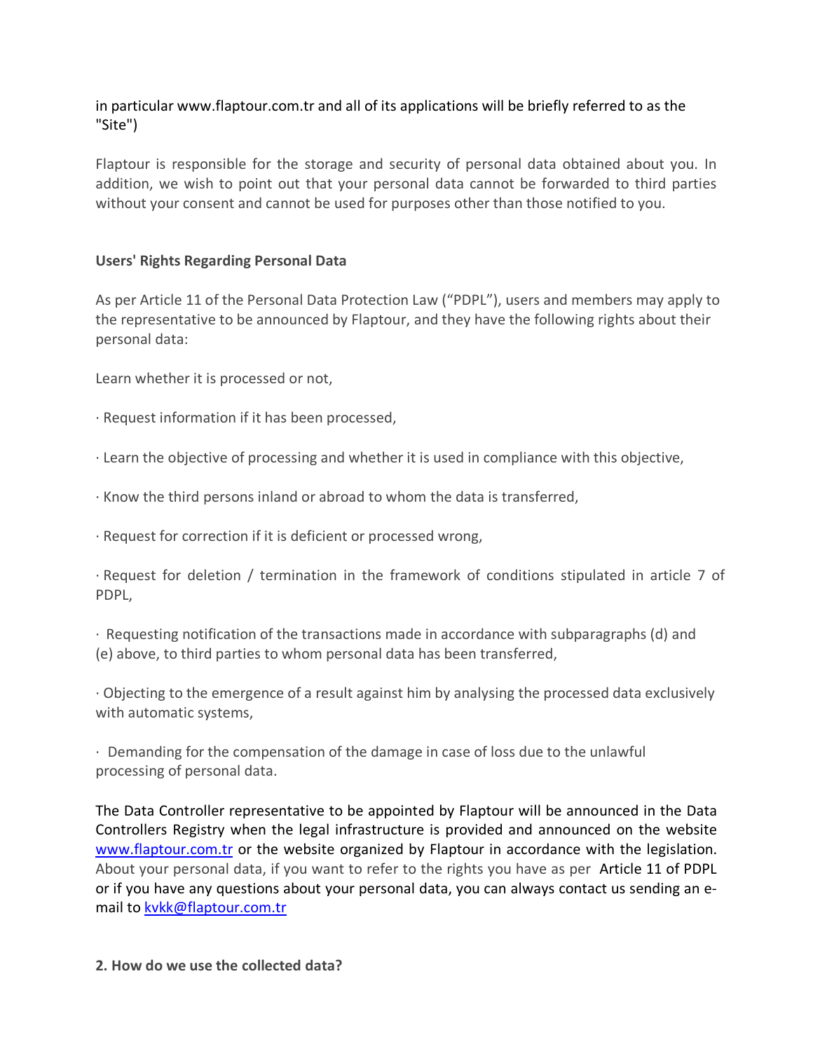in particular www.flaptour.com.tr and all of its applications will be briefly referred to as the "Site")

Flaptour is responsible for the storage and security of personal data obtained about you. In addition, we wish to point out that your personal data cannot be forwarded to third parties without your consent and cannot be used for purposes other than those notified to you.

**Users' Rights Regarding Personal Data**

As per Article 11 of the Personal Data Protection Law ("PDPL"), users and members may apply to the representative to be announced by Flaptour, and they have the following rights about their personal data:

Learn whether it is processed or not,

· Request information if it has been processed,

· Learn the objective of processing and whether it is used in compliance with this objective,

· Know the third persons inland or abroad to whom the data is transferred,

· Request for correction if it is deficient or processed wrong,

· Request for deletion / termination in the framework of conditions stipulated in article 7 of PDPL,

· Requesting notification of the transactions made in accordance with subparagraphs (d) and (e) above, to third parties to whom personal data has been transferred,

· Objecting to the emergence of a result against him by analysing the processed data exclusively with automatic systems,

· Demanding for the compensation of the damage in case of loss due to the unlawful processing of personal data.

The Data Controller representative to be appointed by Flaptour will be announced in the Data Controllers Registry when the legal infrastructure is provided and announced on the website [www.flaptour.com.tr](http://www.flaptour.com.tr) or the website organized by Flaptour in accordance with the legislation. About your personal data, if you want to refer to the rights you have as per Article 11 of PDPL or if you have any questions about your personal data, you can always contact us sending an e-mail to [kvkk@flaptour.com.tr](mailto:kvkk@flaptour.com.tr)

**2. How do we use the collected data?**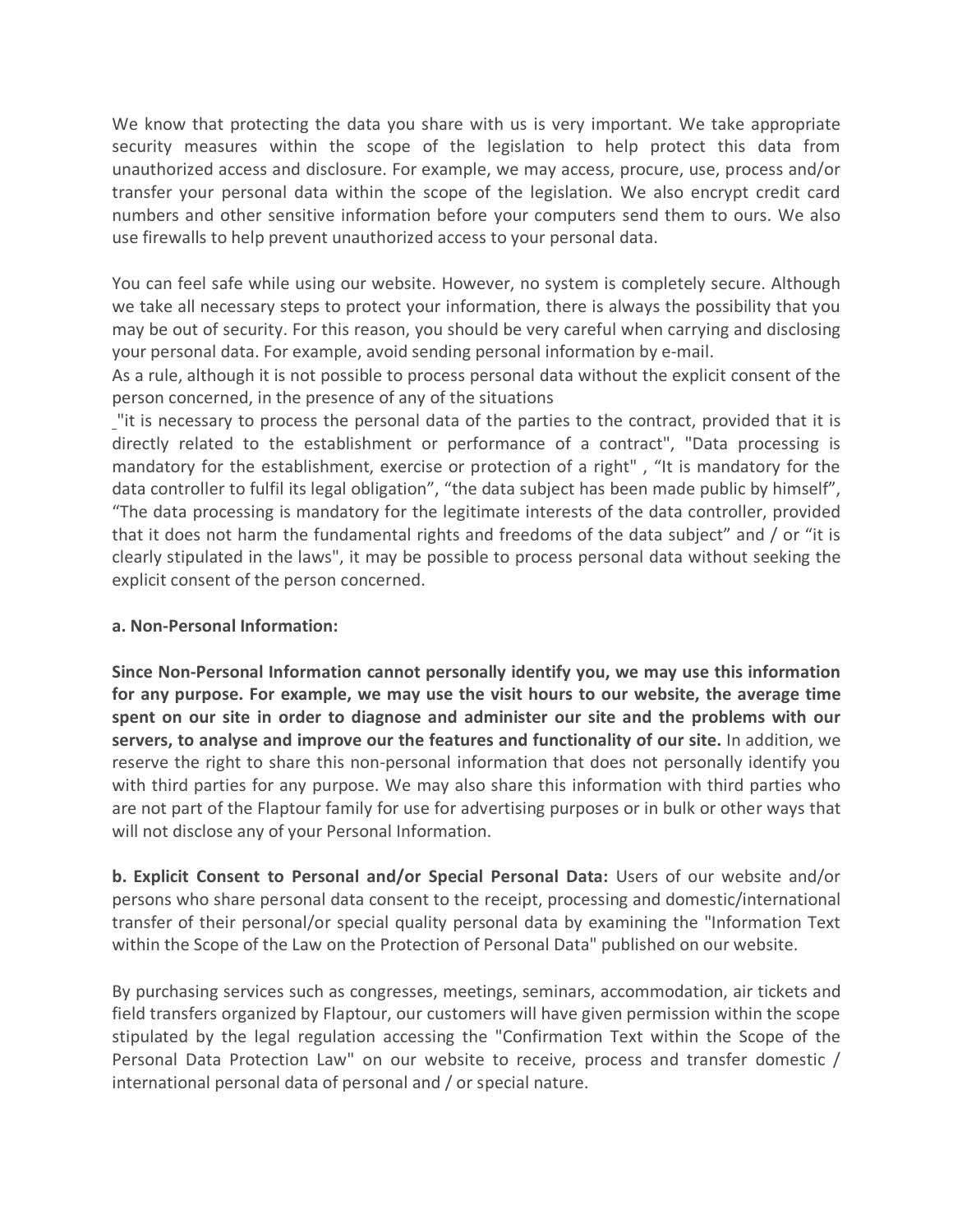We know that protecting the data you share with us is very important. We take appropriate security measures within the scope of the legislation to help protect this data from unauthorized access and disclosure. For example, we may access, procure, use, process and/or transfer your personal data within the scope of the legislation. We also encrypt credit card numbers and other sensitive information before your computers send them to ours. We also use firewalls to help prevent unauthorized access to your personal data.

You can feel safe while using our website. However, no system is completely secure. Although we take all necessary steps to protect your information, there is always the possibility that you may be out of security. For this reason, you should be very careful when carrying and disclosing your personal data. For example, avoid sending personal information by e-mail.
As a rule, although it is not possible to process personal data without the explicit consent of the person concerned, in the presence of any of the situations
"it is necessary to process the personal data of the parties to the contract, provided that it is directly related to the establishment or performance of a contract", "Data processing is mandatory for the establishment, exercise or protection of a right" , "It is mandatory for the data controller to fulfil its legal obligation", "the data subject has been made public by himself", "The data processing is mandatory for the legitimate interests of the data controller, provided that it does not harm the fundamental rights and freedoms of the data subject" and / or "it is clearly stipulated in the laws", it may be possible to process personal data without seeking the explicit consent of the person concerned.

**a. Non-Personal Information:**

**Since Non-Personal Information cannot personally identify you, we may use this information for any purpose. For example, we may use the visit hours to our website, the average time spent on our site in order to diagnose and administer our site and the problems with our servers, to analyse and improve our the features and functionality of our site.** In addition, we reserve the right to share this non-personal information that does not personally identify you with third parties for any purpose. We may also share this information with third parties who are not part of the Flaptour family for use for advertising purposes or in bulk or other ways that will not disclose any of your Personal Information.

**b. Explicit Consent to Personal and/or Special Personal Data:** Users of our website and/or persons who share personal data consent to the receipt, processing and domestic/international transfer of their personal/or special quality personal data by examining the "Information Text within the Scope of the Law on the Protection of Personal Data" published on our website.

By purchasing services such as congresses, meetings, seminars, accommodation, air tickets and field transfers organized by Flaptour, our customers will have given permission within the scope stipulated by the legal regulation accessing the "Confirmation Text within the Scope of the Personal Data Protection Law" on our website to receive, process and transfer domestic / international personal data of personal and / or special nature.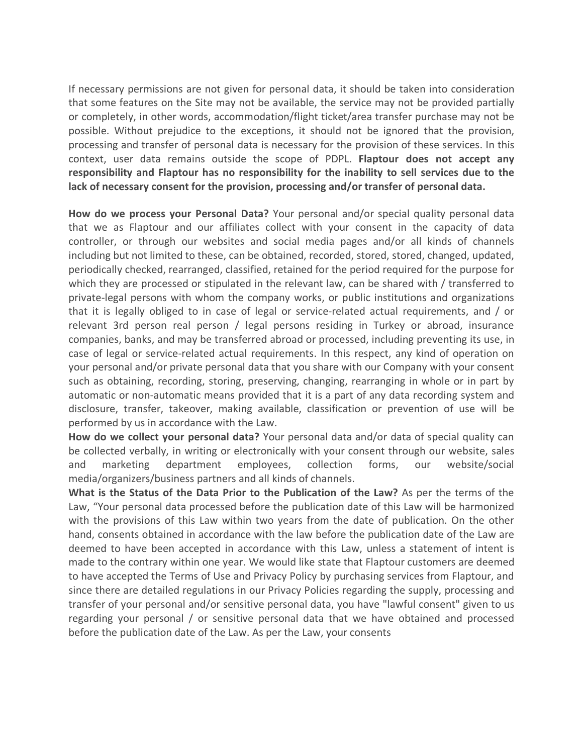If necessary permissions are not given for personal data, it should be taken into consideration that some features on the Site may not be available, the service may not be provided partially or completely, in other words, accommodation/flight ticket/area transfer purchase may not be possible. Without prejudice to the exceptions, it should not be ignored that the provision, processing and transfer of personal data is necessary for the provision of these services. In this context, user data remains outside the scope of PDPL. **Flaptour does not accept any responsibility and Flaptour has no responsibility for the inability to sell services due to the lack of necessary consent for the provision, processing and/or transfer of personal data.**

**How do we process your Personal Data?** Your personal and/or special quality personal data that we as Flaptour and our affiliates collect with your consent in the capacity of data controller, or through our websites and social media pages and/or all kinds of channels including but not limited to these, can be obtained, recorded, stored, stored, changed, updated, periodically checked, rearranged, classified, retained for the period required for the purpose for which they are processed or stipulated in the relevant law, can be shared with / transferred to private-legal persons with whom the company works, or public institutions and organizations that it is legally obliged to in case of legal or service-related actual requirements, and / or relevant 3rd person real person / legal persons residing in Turkey or abroad, insurance companies, banks, and may be transferred abroad or processed, including preventing its use, in case of legal or service-related actual requirements. In this respect, any kind of operation on your personal and/or private personal data that you share with our Company with your consent such as obtaining, recording, storing, preserving, changing, rearranging in whole or in part by automatic or non-automatic means provided that it is a part of any data recording system and disclosure, transfer, takeover, making available, classification or prevention of use will be performed by us in accordance with the Law.

**How do we collect your personal data?** Your personal data and/or data of special quality can be collected verbally, in writing or electronically with your consent through our website, sales and marketing department employees, collection forms, our website/social media/organizers/business partners and all kinds of channels.

**What is the Status of the Data Prior to the Publication of the Law?** As per the terms of the Law, "Your personal data processed before the publication date of this Law will be harmonized with the provisions of this Law within two years from the date of publication. On the other hand, consents obtained in accordance with the law before the publication date of the Law are deemed to have been accepted in accordance with this Law, unless a statement of intent is made to the contrary within one year. We would like state that Flaptour customers are deemed to have accepted the Terms of Use and Privacy Policy by purchasing services from Flaptour, and since there are detailed regulations in our Privacy Policies regarding the supply, processing and transfer of your personal and/or sensitive personal data, you have "lawful consent" given to us regarding your personal / or sensitive personal data that we have obtained and processed before the publication date of the Law. As per the Law, your consents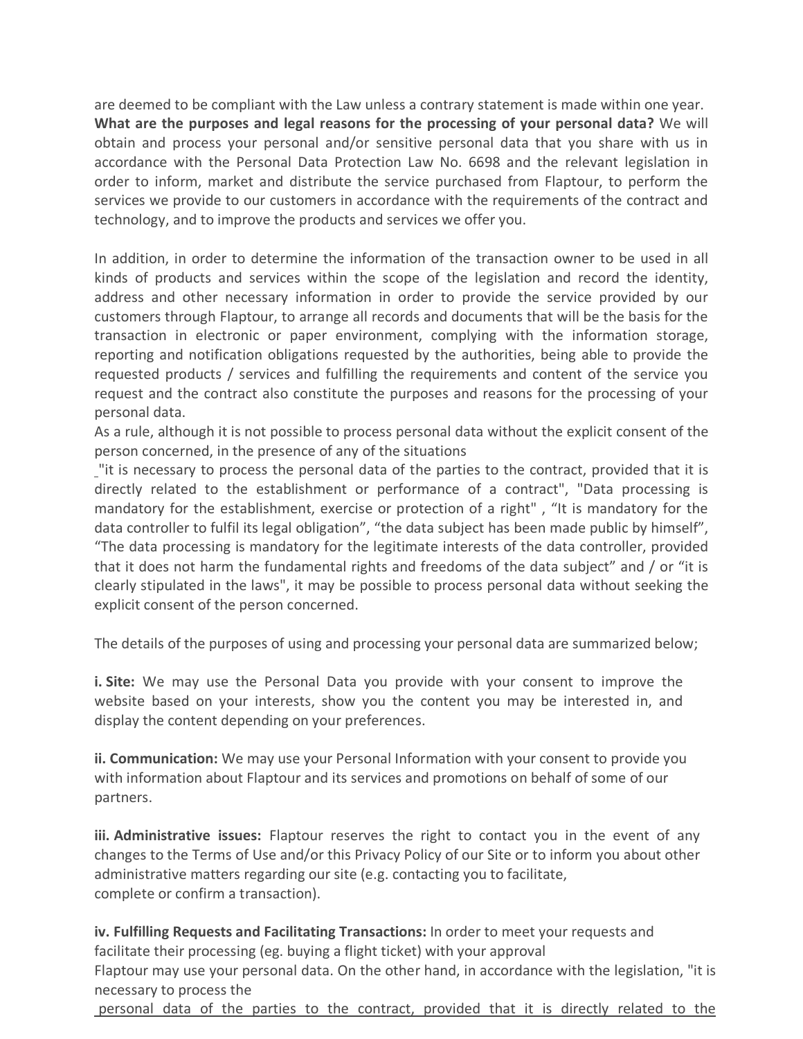are deemed to be compliant with the Law unless a contrary statement is made within one year.
**What are the purposes and legal reasons for the processing of your personal data?** We will obtain and process your personal and/or sensitive personal data that you share with us in accordance with the Personal Data Protection Law No. 6698 and the relevant legislation in order to inform, market and distribute the service purchased from Flaptour, to perform the services we provide to our customers in accordance with the requirements of the contract and technology, and to improve the products and services we offer you.

In addition, in order to determine the information of the transaction owner to be used in all kinds of products and services within the scope of the legislation and record the identity, address and other necessary information in order to provide the service provided by our customers through Flaptour, to arrange all records and documents that will be the basis for the transaction in electronic or paper environment, complying with the information storage, reporting and notification obligations requested by the authorities, being able to provide the requested products / services and fulfilling the requirements and content of the service you request and the contract also constitute the purposes and reasons for the processing of your personal data.
As a rule, although it is not possible to process personal data without the explicit consent of the person concerned, in the presence of any of the situations
"it is necessary to process the personal data of the parties to the contract, provided that it is directly related to the establishment or performance of a contract", "Data processing is mandatory for the establishment, exercise or protection of a right" , “It is mandatory for the data controller to fulfil its legal obligation”, “the data subject has been made public by himself”, “The data processing is mandatory for the legitimate interests of the data controller, provided that it does not harm the fundamental rights and freedoms of the data subject” and / or “it is clearly stipulated in the laws", it may be possible to process personal data without seeking the explicit consent of the person concerned.

The details of the purposes of using and processing your personal data are summarized below;

**i. Site:** We may use the Personal Data you provide with your consent to improve the website based on your interests, show you the content you may be interested in, and display the content depending on your preferences.

**ii. Communication:** We may use your Personal Information with your consent to provide you with information about Flaptour and its services and promotions on behalf of some of our partners.

**iii. Administrative issues:** Flaptour reserves the right to contact you in the event of any changes to the Terms of Use and/or this Privacy Policy of our Site or to inform you about other administrative matters regarding our site (e.g. contacting you to facilitate, complete or confirm a transaction).

**iv. Fulfilling Requests and Facilitating Transactions:** In order to meet your requests and facilitate their processing (eg. buying a flight ticket) with your approval
Flaptour may use your personal data. On the other hand, in accordance with the legislation, "it is necessary to process the
personal data of the parties to the contract, provided that it is directly related to the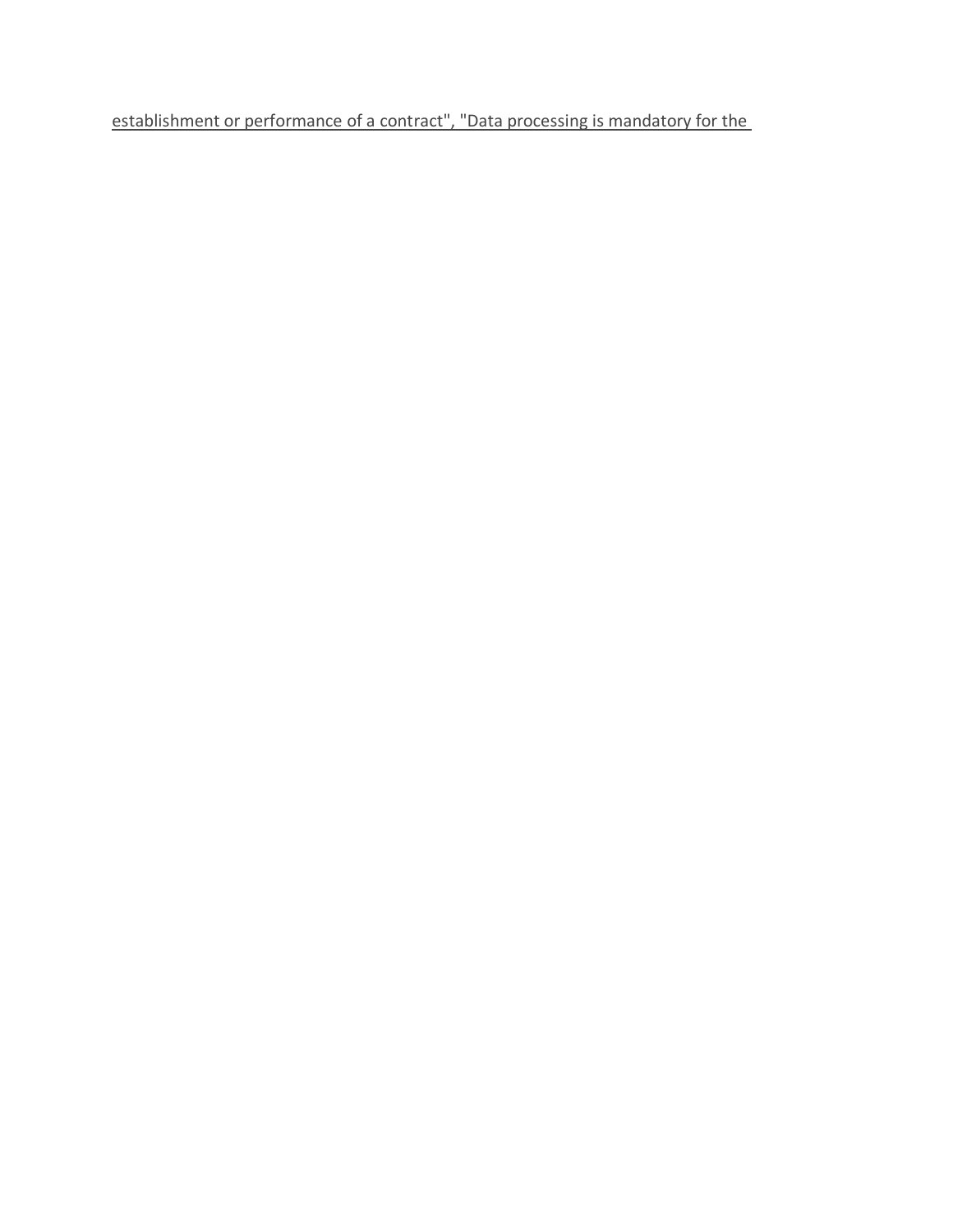establishment or performance of a contract", "Data processing is mandatory for the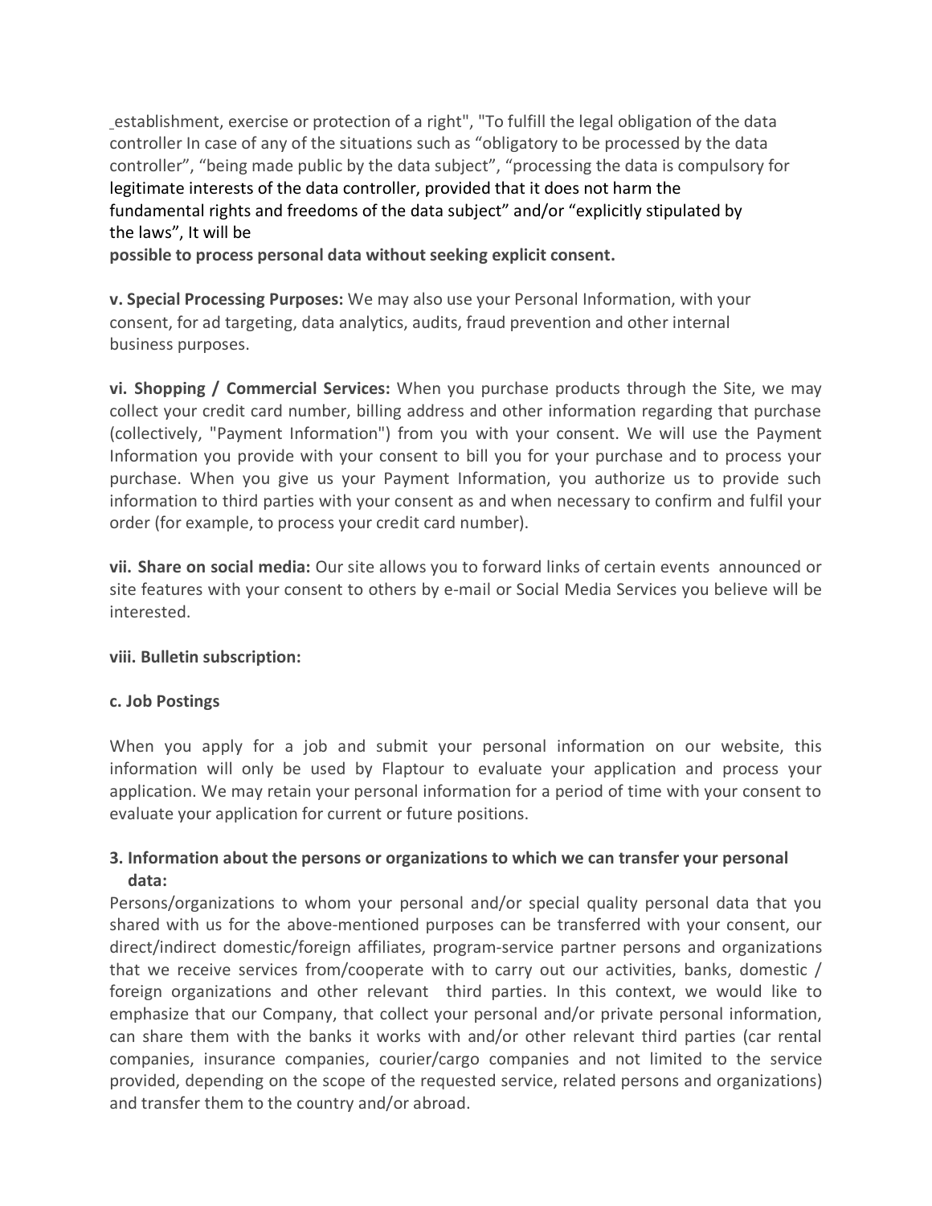establishment, exercise or protection of a right", "To fulfill the legal obligation of the data controller In case of any of the situations such as "obligatory to be processed by the data controller", "being made public by the data subject", "processing the data is compulsory for legitimate interests of the data controller, provided that it does not harm the fundamental rights and freedoms of the data subject" and/or "explicitly stipulated by the laws", It will be **possible to process personal data without seeking explicit consent.**

**v. Special Processing Purposes:** We may also use your Personal Information, with your consent, for ad targeting, data analytics, audits, fraud prevention and other internal business purposes.

**vi. Shopping / Commercial Services:** When you purchase products through the Site, we may collect your credit card number, billing address and other information regarding that purchase (collectively, "Payment Information") from you with your consent. We will use the Payment Information you provide with your consent to bill you for your purchase and to process your purchase. When you give us your Payment Information, you authorize us to provide such information to third parties with your consent as and when necessary to confirm and fulfil your order (for example, to process your credit card number).

**vii. Share on social media:** Our site allows you to forward links of certain events announced or site features with your consent to others by e-mail or Social Media Services you believe will be interested.

**viii. Bulletin subscription:**

**c. Job Postings**

When you apply for a job and submit your personal information on our website, this information will only be used by Flaptour to evaluate your application and process your application. We may retain your personal information for a period of time with your consent to evaluate your application for current or future positions.

**3. Information about the persons or organizations to which we can transfer your personal data:**

Persons/organizations to whom your personal and/or special quality personal data that you shared with us for the above-mentioned purposes can be transferred with your consent, our direct/indirect domestic/foreign affiliates, program-service partner persons and organizations that we receive services from/cooperate with to carry out our activities, banks, domestic / foreign organizations and other relevant third parties. In this context, we would like to emphasize that our Company, that collect your personal and/or private personal information, can share them with the banks it works with and/or other relevant third parties (car rental companies, insurance companies, courier/cargo companies and not limited to the service provided, depending on the scope of the requested service, related persons and organizations) and transfer them to the country and/or abroad.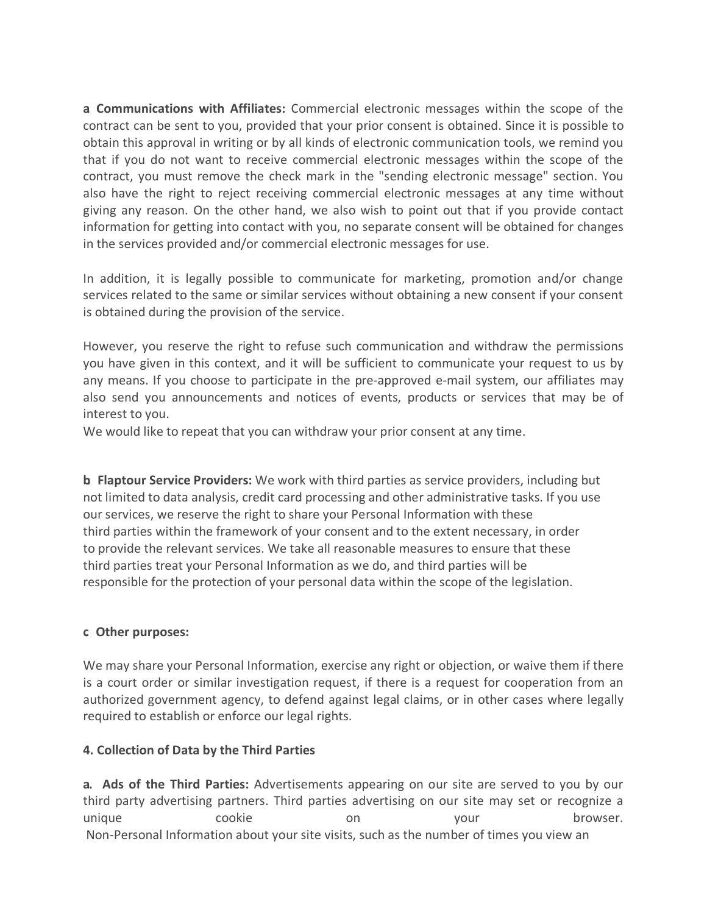**a Communications with Affiliates:** Commercial electronic messages within the scope of the contract can be sent to you, provided that your prior consent is obtained. Since it is possible to obtain this approval in writing or by all kinds of electronic communication tools, we remind you that if you do not want to receive commercial electronic messages within the scope of the contract, you must remove the check mark in the "sending electronic message" section. You also have the right to reject receiving commercial electronic messages at any time without giving any reason. On the other hand, we also wish to point out that if you provide contact information for getting into contact with you, no separate consent will be obtained for changes in the services provided and/or commercial electronic messages for use.

In addition, it is legally possible to communicate for marketing, promotion and/or change services related to the same or similar services without obtaining a new consent if your consent is obtained during the provision of the service.

However, you reserve the right to refuse such communication and withdraw the permissions you have given in this context, and it will be sufficient to communicate your request to us by any means. If you choose to participate in the pre-approved e-mail system, our affiliates may also send you announcements and notices of events, products or services that may be of interest to you.
We would like to repeat that you can withdraw your prior consent at any time.

**b Flaptour Service Providers:** We work with third parties as service providers, including but not limited to data analysis, credit card processing and other administrative tasks. If you use our services, we reserve the right to share your Personal Information with these third parties within the framework of your consent and to the extent necessary, in order to provide the relevant services. We take all reasonable measures to ensure that these third parties treat your Personal Information as we do, and third parties will be responsible for the protection of your personal data within the scope of the legislation.

**c Other purposes:**

We may share your Personal Information, exercise any right or objection, or waive them if there is a court order or similar investigation request, if there is a request for cooperation from an authorized government agency, to defend against legal claims, or in other cases where legally required to establish or enforce our legal rights.

**4. Collection of Data by the Third Parties**

**a. Ads of the Third Parties:** Advertisements appearing on our site are served to you by our third party advertising partners. Third parties advertising on our site may set or recognize a unique cookie on your browser.
Non-Personal Information about your site visits, such as the number of times you view an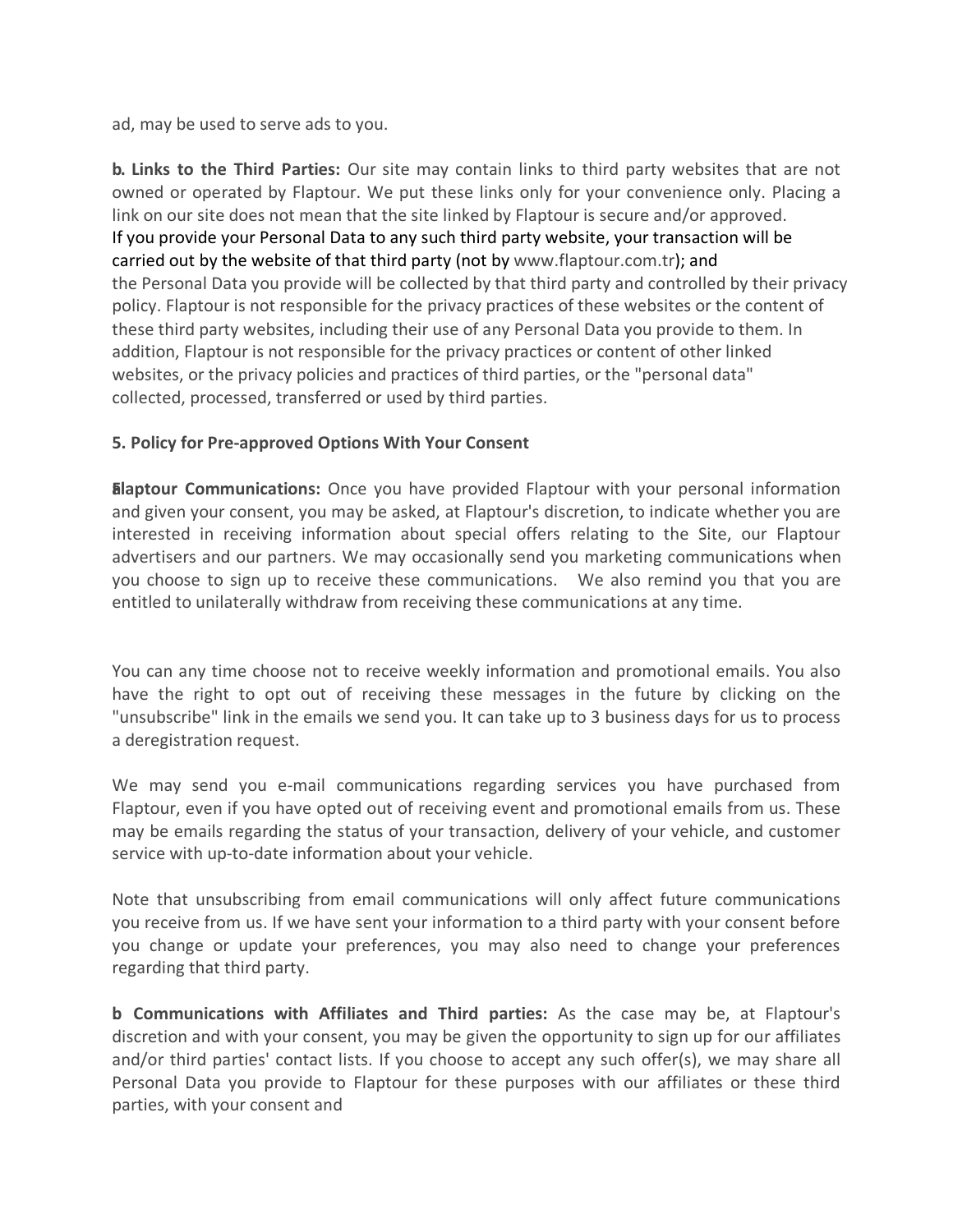ad, may be used to serve ads to you.

**b. Links to the Third Parties:** Our site may contain links to third party websites that are not owned or operated by Flaptour. We put these links only for your convenience only. Placing a link on our site does not mean that the site linked by Flaptour is secure and/or approved. If you provide your Personal Data to any such third party website, your transaction will be carried out by the website of that third party (not by www.flaptour.com.tr); and the Personal Data you provide will be collected by that third party and controlled by their privacy policy. Flaptour is not responsible for the privacy practices of these websites or the content of these third party websites, including their use of any Personal Data you provide to them. In addition, Flaptour is not responsible for the privacy practices or content of other linked websites, or the privacy policies and practices of third parties, or the "personal data" collected, processed, transferred or used by third parties.

**5. Policy for Pre-approved Options With Your Consent**

**a. Flaptour Communications:** Once you have provided Flaptour with your personal information and given your consent, you may be asked, at Flaptour's discretion, to indicate whether you are interested in receiving information about special offers relating to the Site, our Flaptour advertisers and our partners. We may occasionally send you marketing communications when you choose to sign up to receive these communications. We also remind you that you are entitled to unilaterally withdraw from receiving these communications at any time.

You can any time choose not to receive weekly information and promotional emails. You also have the right to opt out of receiving these messages in the future by clicking on the "unsubscribe" link in the emails we send you. It can take up to 3 business days for us to process a deregistration request.

We may send you e-mail communications regarding services you have purchased from Flaptour, even if you have opted out of receiving event and promotional emails from us. These may be emails regarding the status of your transaction, delivery of your vehicle, and customer service with up-to-date information about your vehicle.

Note that unsubscribing from email communications will only affect future communications you receive from us. If we have sent your information to a third party with your consent before you change or update your preferences, you may also need to change your preferences regarding that third party.

**b Communications with Affiliates and Third parties:** As the case may be, at Flaptour's discretion and with your consent, you may be given the opportunity to sign up for our affiliates and/or third parties' contact lists. If you choose to accept any such offer(s), we may share all Personal Data you provide to Flaptour for these purposes with our affiliates or these third parties, with your consent and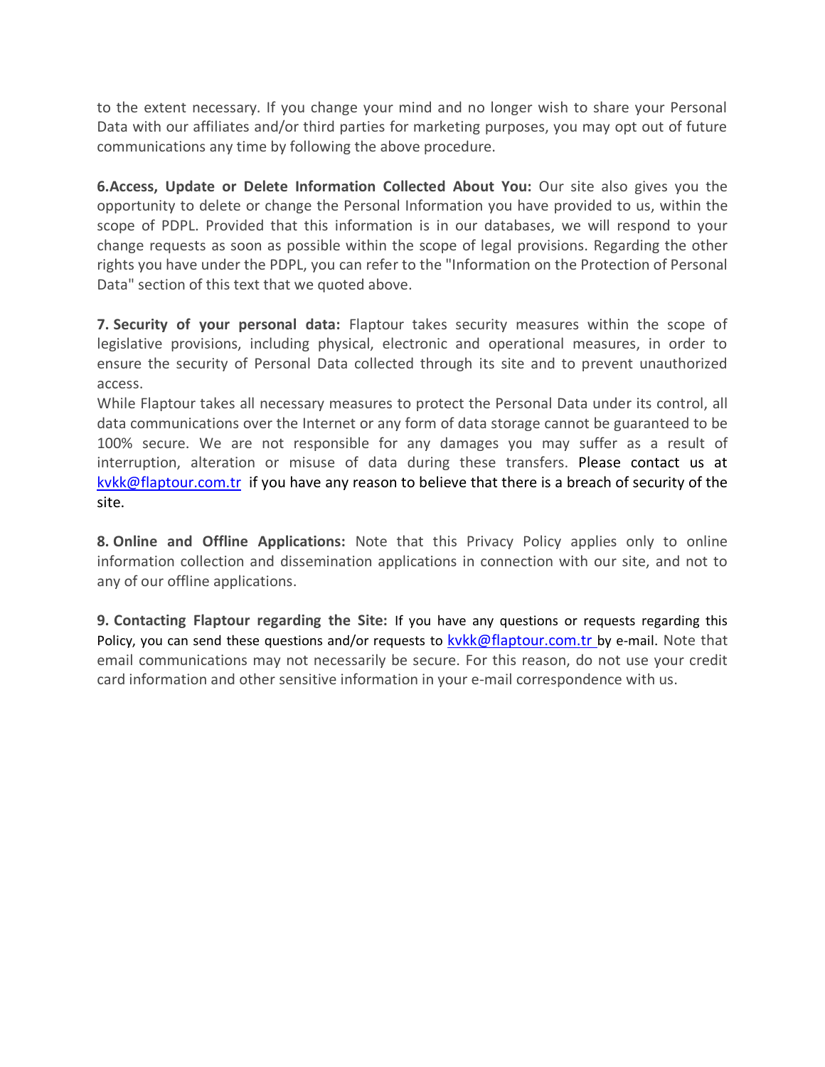to the extent necessary. If you change your mind and no longer wish to share your Personal Data with our affiliates and/or third parties for marketing purposes, you may opt out of future communications any time by following the above procedure.

**6.Access, Update or Delete Information Collected About You:** Our site also gives you the opportunity to delete or change the Personal Information you have provided to us, within the scope of PDPL. Provided that this information is in our databases, we will respond to your change requests as soon as possible within the scope of legal provisions. Regarding the other rights you have under the PDPL, you can refer to the "Information on the Protection of Personal Data" section of this text that we quoted above.

**7. Security of your personal data:** Flaptour takes security measures within the scope of legislative provisions, including physical, electronic and operational measures, in order to ensure the security of Personal Data collected through its site and to prevent unauthorized access.
While Flaptour takes all necessary measures to protect the Personal Data under its control, all data communications over the Internet or any form of data storage cannot be guaranteed to be 100% secure. We are not responsible for any damages you may suffer as a result of interruption, alteration or misuse of data during these transfers. Please contact us at kvkk@flaptour.com.tr if you have any reason to believe that there is a breach of security of the site.

**8. Online and Offline Applications:** Note that this Privacy Policy applies only to online information collection and dissemination applications in connection with our site, and not to any of our offline applications.

**9. Contacting Flaptour regarding the Site:** If you have any questions or requests regarding this Policy, you can send these questions and/or requests to kvkk@flaptour.com.tr by e-mail. Note that email communications may not necessarily be secure. For this reason, do not use your credit card information and other sensitive information in your e-mail correspondence with us.